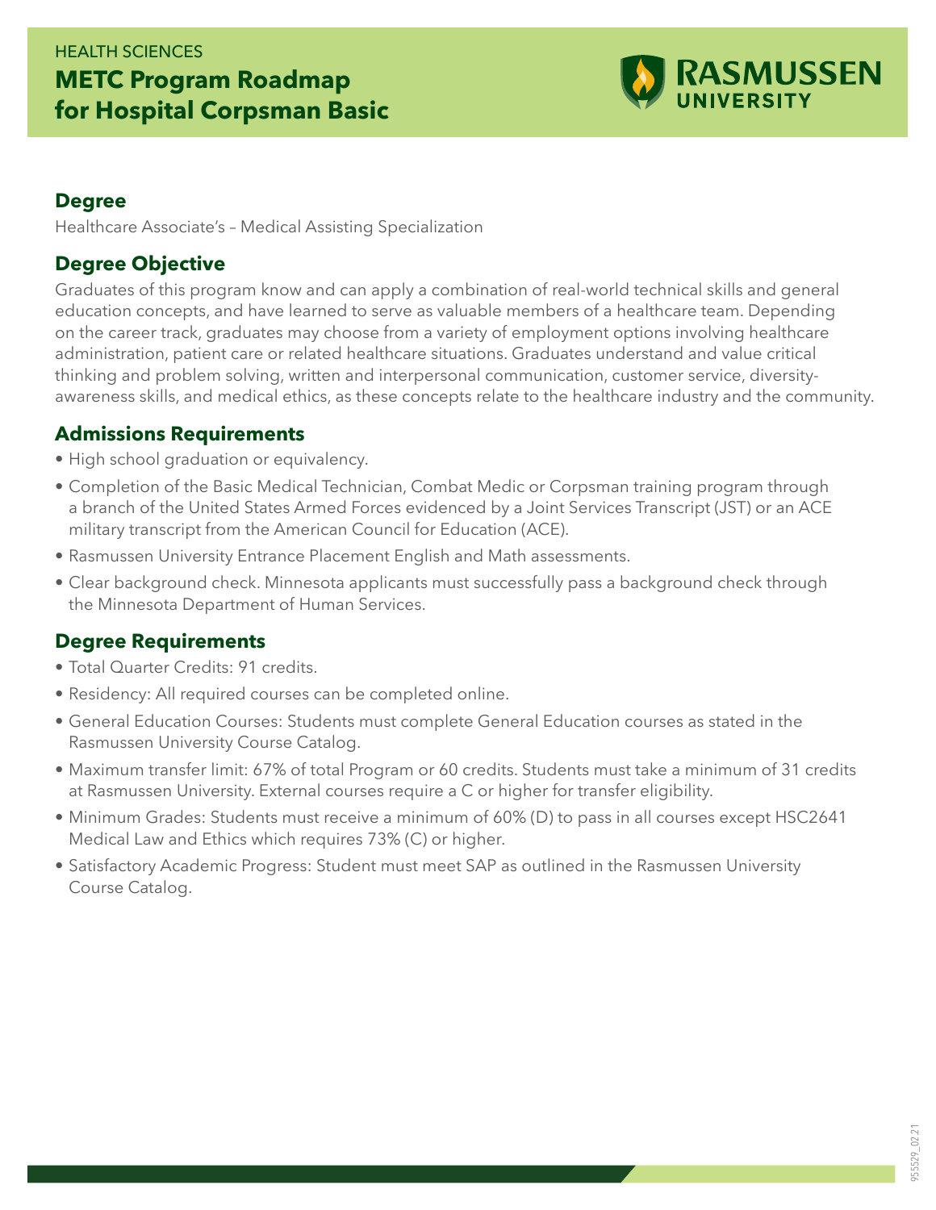HEALTH SCIENCES

# METC Program Roadmap for Hospital Corpsman Basic

RASMUSSEN UNIVERSITY

## Degree

Healthcare Associate's – Medical Assisting Specialization

## Degree Objective

Graduates of this program know and can apply a combination of real-world technical skills and general education concepts, and have learned to serve as valuable members of a healthcare team. Depending on the career track, graduates may choose from a variety of employment options involving healthcare administration, patient care or related healthcare situations. Graduates understand and value critical thinking and problem solving, written and interpersonal communication, customer service, diversity-awareness skills, and medical ethics, as these concepts relate to the healthcare industry and the community.

## Admissions Requirements

- High school graduation or equivalency.
- Completion of the Basic Medical Technician, Combat Medic or Corpsman training program through a branch of the United States Armed Forces evidenced by a Joint Services Transcript (JST) or an ACE military transcript from the American Council for Education (ACE).
- Rasmussen University Entrance Placement English and Math assessments.
- Clear background check. Minnesota applicants must successfully pass a background check through the Minnesota Department of Human Services.

## Degree Requirements

- Total Quarter Credits: 91 credits.
- Residency: All required courses can be completed online.
- General Education Courses: Students must complete General Education courses as stated in the Rasmussen University Course Catalog.
- Maximum transfer limit: 67% of total Program or 60 credits. Students must take a minimum of 31 credits at Rasmussen University. External courses require a C or higher for transfer eligibility.
- Minimum Grades: Students must receive a minimum of 60% (D) to pass in all courses except HSC2641 Medical Law and Ethics which requires 73% (C) or higher.
- Satisfactory Academic Progress: Student must meet SAP as outlined in the Rasmussen University Course Catalog.

955529_02.21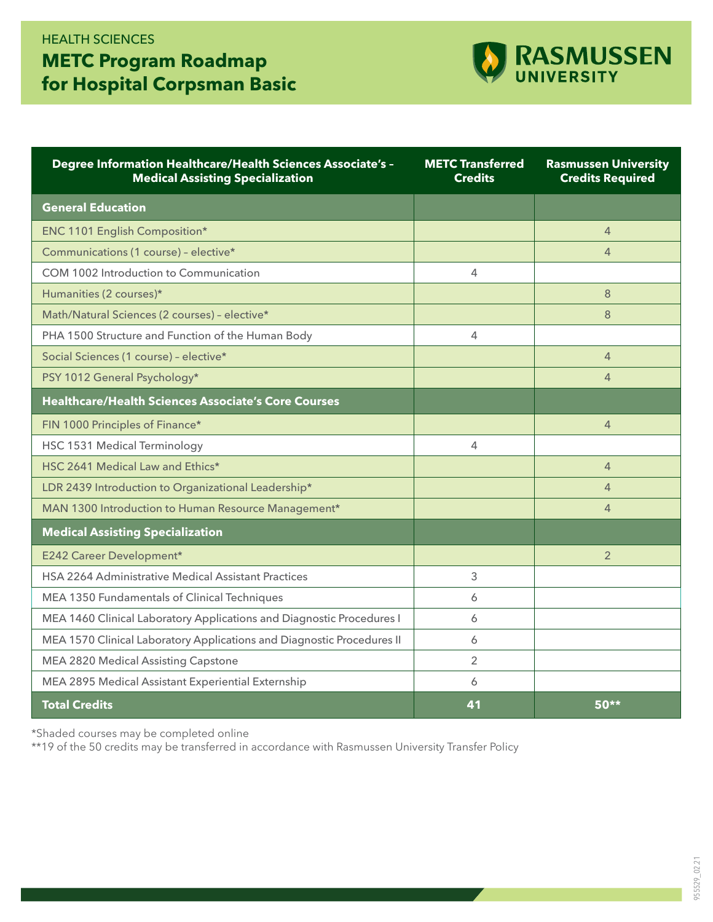HEALTH SCIENCES

# METC Program Roadmap for Hospital Corpsman Basic

RASMUSSEN UNIVERSITY

| Degree Information Healthcare/Health Sciences Associate's – Medical Assisting Specialization | METC Transferred Credits | Rasmussen University Credits Required |
|---|---|---|
| **General Education** | | |
| ENC 1101 English Composition* | | 4 |
| Communications (1 course) – elective* | | 4 |
| COM 1002 Introduction to Communication | 4 | |
| Humanities (2 courses)* | | 8 |
| Math/Natural Sciences (2 courses) – elective* | | 8 |
| PHA 1500 Structure and Function of the Human Body | 4 | |
| Social Sciences (1 course) – elective* | | 4 |
| PSY 1012 General Psychology* | | 4 |
| **Healthcare/Health Sciences Associate's Core Courses** | | |
| FIN 1000 Principles of Finance* | | 4 |
| HSC 1531 Medical Terminology | 4 | |
| HSC 2641 Medical Law and Ethics* | | 4 |
| LDR 2439 Introduction to Organizational Leadership* | | 4 |
| MAN 1300 Introduction to Human Resource Management* | | 4 |
| **Medical Assisting Specialization** | | |
| E242 Career Development* | | 2 |
| HSA 2264 Administrative Medical Assistant Practices | 3 | |
| MEA 1350 Fundamentals of Clinical Techniques | 6 | |
| MEA 1460 Clinical Laboratory Applications and Diagnostic Procedures I | 6 | |
| MEA 1570 Clinical Laboratory Applications and Diagnostic Procedures II | 6 | |
| MEA 2820 Medical Assisting Capstone | 2 | |
| MEA 2895 Medical Assistant Experiential Externship | 6 | |
| **Total Credits** | **41** | **50**** |

*Shaded courses may be completed online

**19 of the 50 credits may be transferred in accordance with Rasmussen University Transfer Policy

955529_02.21